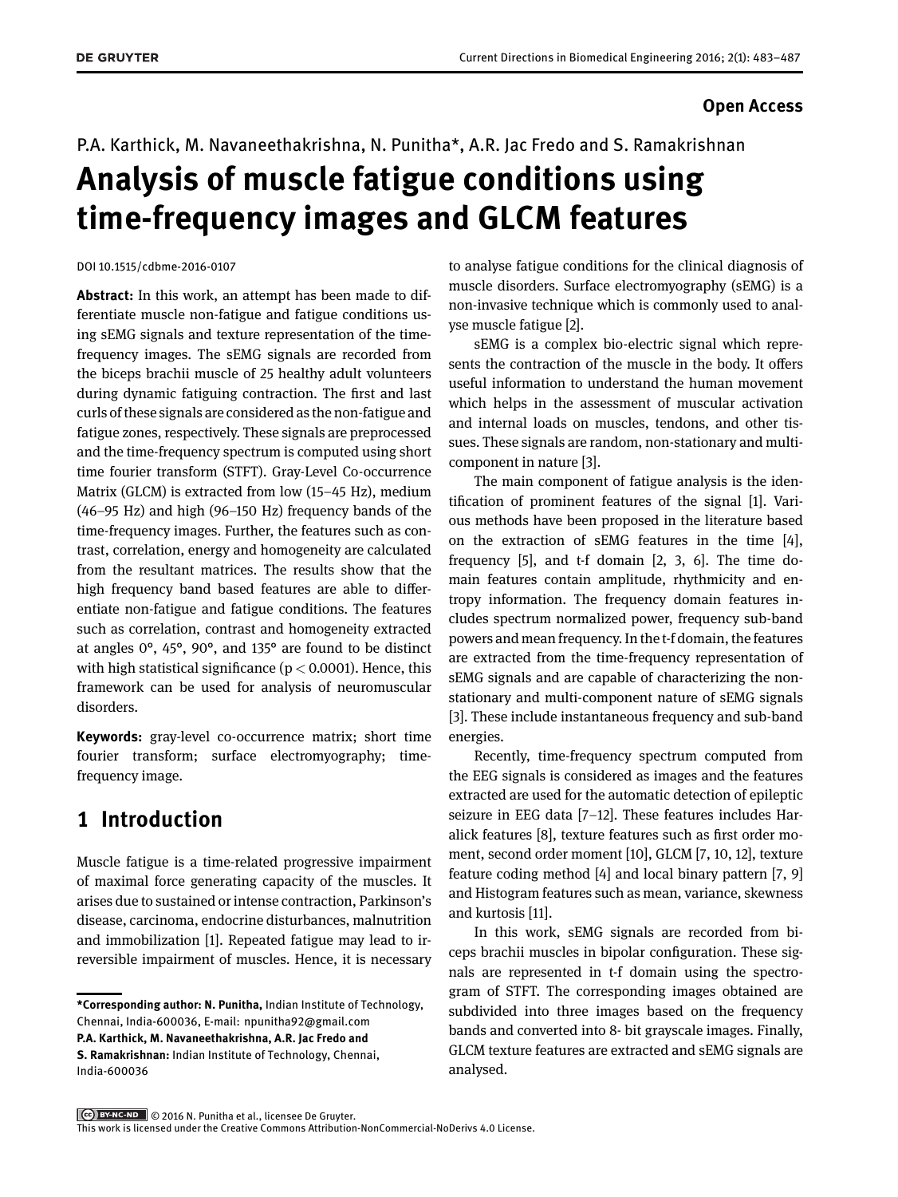**Open Access**

P.A. Karthick, M. Navaneethakrishna, N. Punitha*, A.R. Jac Fredo and S. Ramakrishnan

# Analysis of muscle fatigue conditions using time-frequency images and GLCM features

DOI 10.1515/cdbme-2016-0107

**Abstract:** In this work, an attempt has been made to differentiate muscle non-fatigue and fatigue conditions using sEMG signals and texture representation of the time-frequency images. The sEMG signals are recorded from the biceps brachii muscle of 25 healthy adult volunteers during dynamic fatiguing contraction. The first and last curls of these signals are considered as the non-fatigue and fatigue zones, respectively. These signals are preprocessed and the time-frequency spectrum is computed using short time fourier transform (STFT). Gray-Level Co-occurrence Matrix (GLCM) is extracted from low (15–45 Hz), medium (46–95 Hz) and high (96–150 Hz) frequency bands of the time-frequency images. Further, the features such as contrast, correlation, energy and homogeneity are calculated from the resultant matrices. The results show that the high frequency band based features are able to differentiate non-fatigue and fatigue conditions. The features such as correlation, contrast and homogeneity extracted at angles 0°, 45°, 90°, and 135° are found to be distinct with high statistical significance ($p < 0.0001$). Hence, this framework can be used for analysis of neuromuscular disorders.

**Keywords:** gray-level co-occurrence matrix; short time fourier transform; surface electromyography; time-frequency image.

## 1 Introduction

Muscle fatigue is a time-related progressive impairment of maximal force generating capacity of the muscles. It arises due to sustained or intense contraction, Parkinson's disease, carcinoma, endocrine disturbances, malnutrition and immobilization [1]. Repeated fatigue may lead to irreversible impairment of muscles. Hence, it is necessary to analyse fatigue conditions for the clinical diagnosis of muscle disorders. Surface electromyography (sEMG) is a non-invasive technique which is commonly used to analyse muscle fatigue [2].

sEMG is a complex bio-electric signal which represents the contraction of the muscle in the body. It offers useful information to understand the human movement which helps in the assessment of muscular activation and internal loads on muscles, tendons, and other tissues. These signals are random, non-stationary and multi-component in nature [3].

The main component of fatigue analysis is the identification of prominent features of the signal [1]. Various methods have been proposed in the literature based on the extraction of sEMG features in the time [4], frequency [5], and t-f domain [2, 3, 6]. The time domain features contain amplitude, rhythmicity and entropy information. The frequency domain features includes spectrum normalized power, frequency sub-band powers and mean frequency. In the t-f domain, the features are extracted from the time-frequency representation of sEMG signals and are capable of characterizing the non-stationary and multi-component nature of sEMG signals [3]. These include instantaneous frequency and sub-band energies.

Recently, time-frequency spectrum computed from the EEG signals is considered as images and the features extracted are used for the automatic detection of epileptic seizure in EEG data [7–12]. These features includes Haralick features [8], texture features such as first order moment, second order moment [10], GLCM [7, 10, 12], texture feature coding method [4] and local binary pattern [7, 9] and Histogram features such as mean, variance, skewness and kurtosis [11].

In this work, sEMG signals are recorded from biceps brachii muscles in bipolar configuration. These signals are represented in t-f domain using the spectrogram of STFT. The corresponding images obtained are subdivided into three images based on the frequency bands and converted into 8- bit grayscale images. Finally, GLCM texture features are extracted and sEMG signals are analysed.

---

**\*Corresponding author: N. Punitha,** Indian Institute of Technology, Chennai, India-600036, E-mail: npunitha92@gmail.com
**P.A. Karthick, M. Navaneethakrishna, A.R. Jac Fredo and S. Ramakrishnan:** Indian Institute of Technology, Chennai, India-600036

© 2016 N. Punitha et al., licensee De Gruyter.
This work is licensed under the Creative Commons Attribution-NonCommercial-NoDerivs 4.0 License.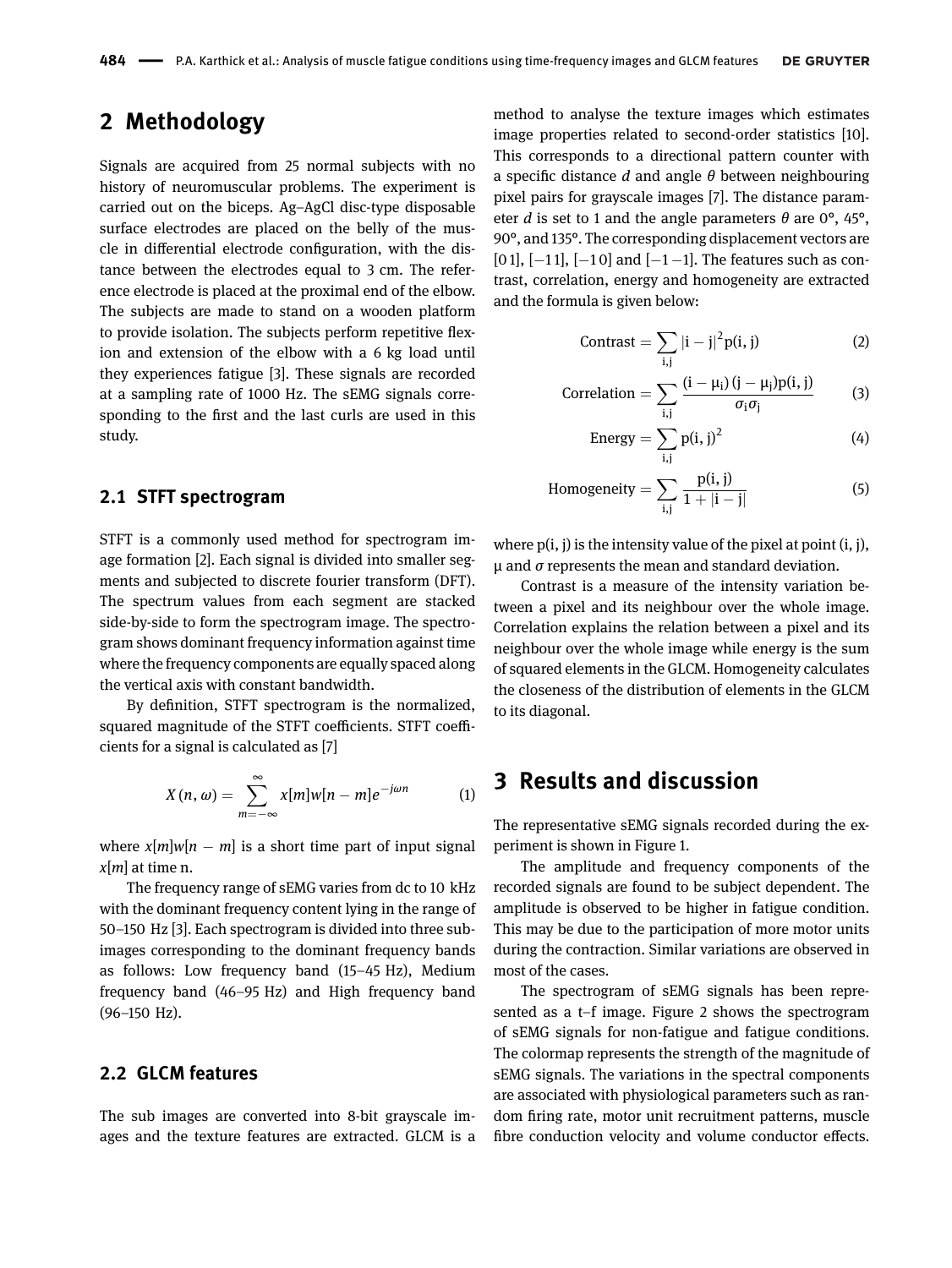## 2 Methodology

Signals are acquired from 25 normal subjects with no history of neuromuscular problems. The experiment is carried out on the biceps. Ag–AgCl disc-type disposable surface electrodes are placed on the belly of the muscle in differential electrode configuration, with the distance between the electrodes equal to 3 cm. The reference electrode is placed at the proximal end of the elbow. The subjects are made to stand on a wooden platform to provide isolation. The subjects perform repetitive flexion and extension of the elbow with a 6 kg load until they experiences fatigue [3]. These signals are recorded at a sampling rate of 1000 Hz. The sEMG signals corresponding to the first and the last curls are used in this study.

### 2.1 STFT spectrogram

STFT is a commonly used method for spectrogram image formation [2]. Each signal is divided into smaller segments and subjected to discrete fourier transform (DFT). The spectrum values from each segment are stacked side-by-side to form the spectrogram image. The spectrogram shows dominant frequency information against time where the frequency components are equally spaced along the vertical axis with constant bandwidth.

By definition, STFT spectrogram is the normalized, squared magnitude of the STFT coefficients. STFT coefficients for a signal is calculated as [7]

$$X(n, \omega) = \sum_{m=-\infty}^{\infty} x[m]w[n-m]e^{-j\omega n} \tag{1}$$

where $x[m]w[n-m]$ is a short time part of input signal $x[m]$ at time n.

The frequency range of sEMG varies from dc to 10 kHz with the dominant frequency content lying in the range of 50–150 Hz [3]. Each spectrogram is divided into three sub-images corresponding to the dominant frequency bands as follows: Low frequency band (15–45 Hz), Medium frequency band (46–95 Hz) and High frequency band (96–150 Hz).

### 2.2 GLCM features

The sub images are converted into 8-bit grayscale images and the texture features are extracted. GLCM is a method to analyse the texture images which estimates image properties related to second-order statistics [10]. This corresponds to a directional pattern counter with a specific distance $d$ and angle $\theta$ between neighbouring pixel pairs for grayscale images [7]. The distance parameter $d$ is set to 1 and the angle parameters $\theta$ are 0°, 45°, 90°, and 135°. The corresponding displacement vectors are [0 1], [−1 1], [−1 0] and [−1 −1]. The features such as contrast, correlation, energy and homogeneity are extracted and the formula is given below:

$$\text{Contrast} = \sum_{i,j} |i-j|^2 p(i,j) \tag{2}$$

$$\text{Correlation} = \sum_{i,j} \frac{(i-\mu_i)(j-\mu_j)p(i,j)}{\sigma_i \sigma_j} \tag{3}$$

$$\text{Energy} = \sum_{i,j} p(i,j)^2 \tag{4}$$

$$\text{Homogeneity} = \sum_{i,j} \frac{p(i,j)}{1+|i-j|} \tag{5}$$

where $p(i, j)$ is the intensity value of the pixel at point $(i, j)$, $\mu$ and $\sigma$ represents the mean and standard deviation.

Contrast is a measure of the intensity variation between a pixel and its neighbour over the whole image. Correlation explains the relation between a pixel and its neighbour over the whole image while energy is the sum of squared elements in the GLCM. Homogeneity calculates the closeness of the distribution of elements in the GLCM to its diagonal.

## 3 Results and discussion

The representative sEMG signals recorded during the experiment is shown in Figure 1.

The amplitude and frequency components of the recorded signals are found to be subject dependent. The amplitude is observed to be higher in fatigue condition. This may be due to the participation of more motor units during the contraction. Similar variations are observed in most of the cases.

The spectrogram of sEMG signals has been represented as a t–f image. Figure 2 shows the spectrogram of sEMG signals for non-fatigue and fatigue conditions. The colormap represents the strength of the magnitude of sEMG signals. The variations in the spectral components are associated with physiological parameters such as random firing rate, motor unit recruitment patterns, muscle fibre conduction velocity and volume conductor effects.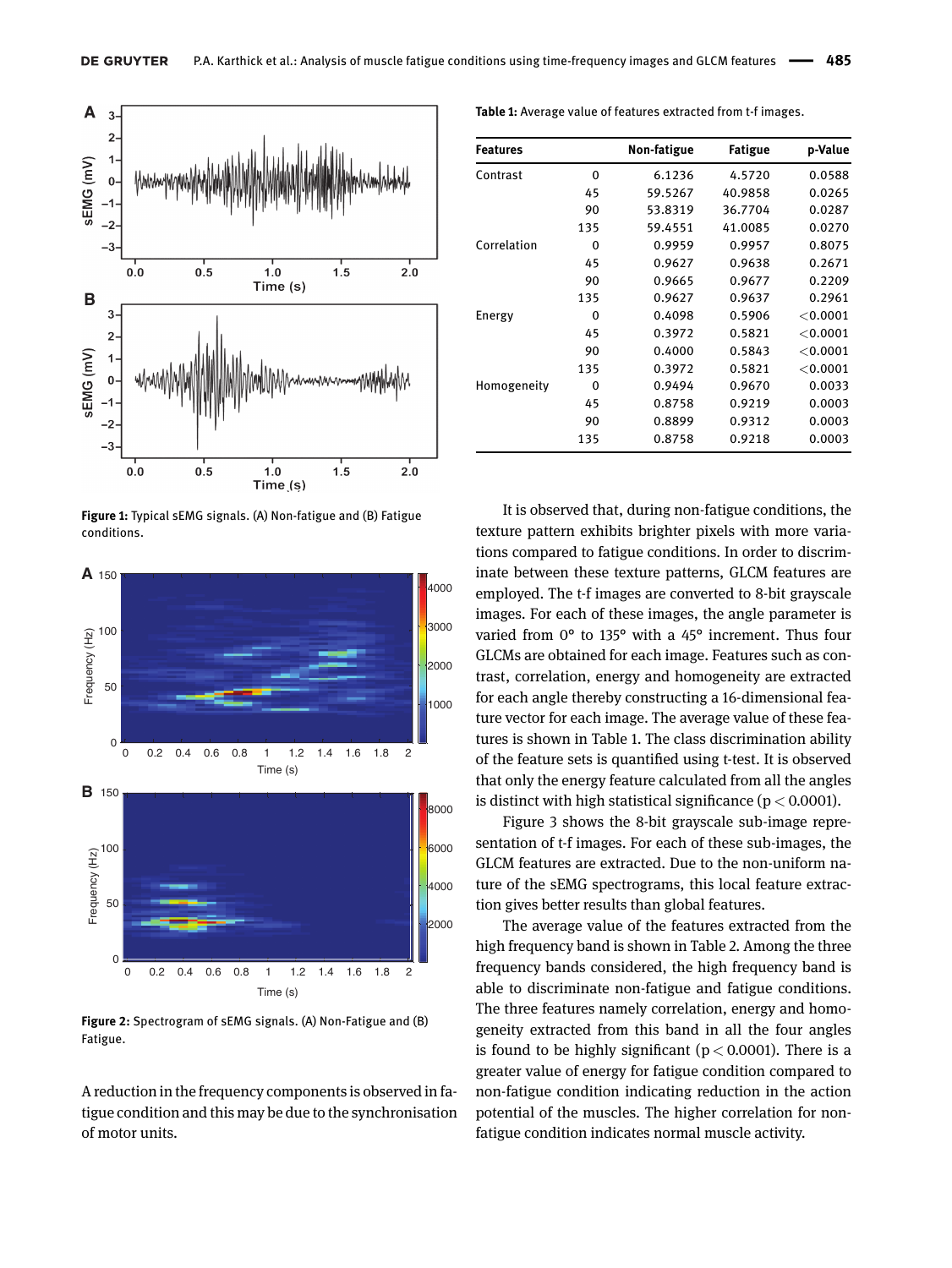Figure 1: Typical sEMG signals. (A) Non-fatigue and (B) Fatigue conditions.

Figure 2: Spectrogram of sEMG signals. (A) Non-Fatigue and (B) Fatigue.

A reduction in the frequency components is observed in fatigue condition and this may be due to the synchronisation of motor units.

**Table 1:** Average value of features extracted from t-f images.

| Features | | Non-fatigue | Fatigue | p-Value |
|---|---|---|---|---|
| Contrast | 0 | 6.1236 | 4.5720 | 0.0588 |
| | 45 | 59.5267 | 40.9858 | 0.0265 |
| | 90 | 53.8319 | 36.7704 | 0.0287 |
| | 135 | 59.4551 | 41.0085 | 0.0270 |
| Correlation | 0 | 0.9959 | 0.9957 | 0.8075 |
| | 45 | 0.9627 | 0.9638 | 0.2671 |
| | 90 | 0.9665 | 0.9677 | 0.2209 |
| | 135 | 0.9627 | 0.9637 | 0.2961 |
| Energy | 0 | 0.4098 | 0.5906 | <0.0001 |
| | 45 | 0.3972 | 0.5821 | <0.0001 |
| | 90 | 0.4000 | 0.5843 | <0.0001 |
| | 135 | 0.3972 | 0.5821 | <0.0001 |
| Homogeneity | 0 | 0.9494 | 0.9670 | 0.0033 |
| | 45 | 0.8758 | 0.9219 | 0.0003 |
| | 90 | 0.8899 | 0.9312 | 0.0003 |
| | 135 | 0.8758 | 0.9218 | 0.0003 |

It is observed that, during non-fatigue conditions, the texture pattern exhibits brighter pixels with more variations compared to fatigue conditions. In order to discriminate between these texture patterns, GLCM features are employed. The t-f images are converted to 8-bit grayscale images. For each of these images, the angle parameter is varied from 0° to 135° with a 45° increment. Thus four GLCMs are obtained for each image. Features such as contrast, correlation, energy and homogeneity are extracted for each angle thereby constructing a 16-dimensional feature vector for each image. The average value of these features is shown in Table 1. The class discrimination ability of the feature sets is quantified using t-test. It is observed that only the energy feature calculated from all the angles is distinct with high statistical significance ($p < 0.0001$).

Figure 3 shows the 8-bit grayscale sub-image representation of t-f images. For each of these sub-images, the GLCM features are extracted. Due to the non-uniform nature of the sEMG spectrograms, this local feature extraction gives better results than global features.

The average value of the features extracted from the high frequency band is shown in Table 2. Among the three frequency bands considered, the high frequency band is able to discriminate non-fatigue and fatigue conditions. The three features namely correlation, energy and homogeneity extracted from this band in all the four angles is found to be highly significant ($p < 0.0001$). There is a greater value of energy for fatigue condition compared to non-fatigue condition indicating reduction in the action potential of the muscles. The higher correlation for non-fatigue condition indicates normal muscle activity.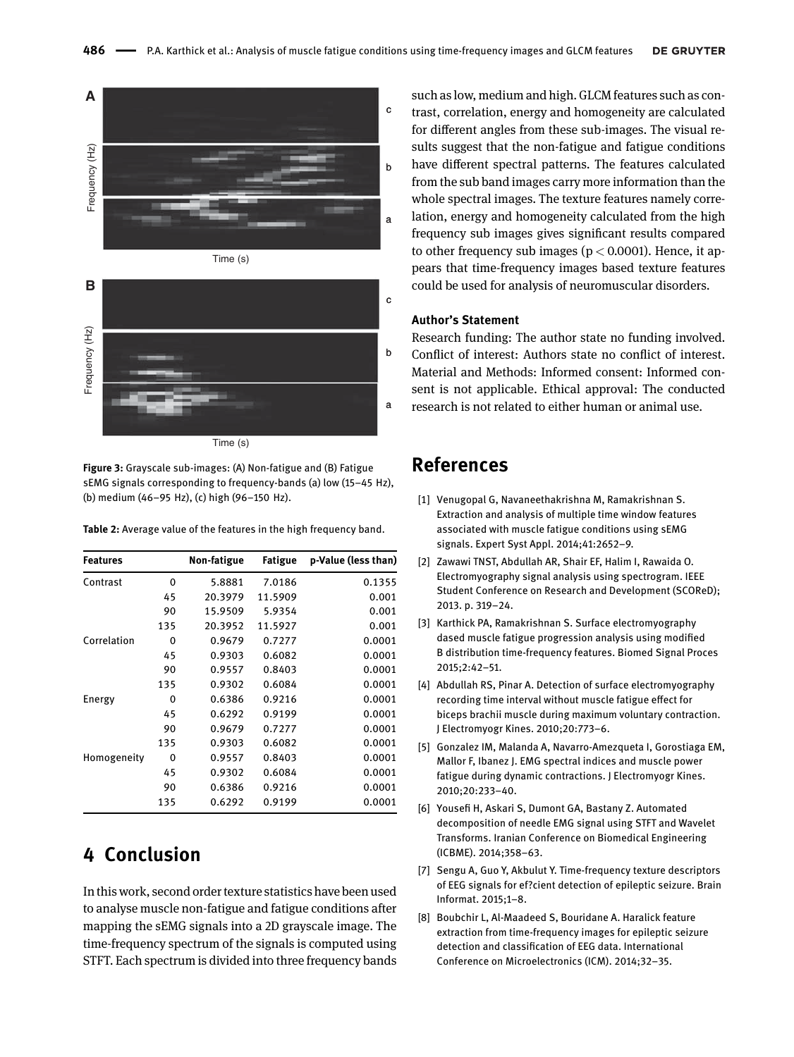Figure 3: Grayscale sub-images: (A) Non-fatigue and (B) Fatigue sEMG signals corresponding to frequency-bands (a) low (15–45 Hz), (b) medium (46–95 Hz), (c) high (96–150 Hz).

Table 2: Average value of the features in the high frequency band.

| Features | | Non-fatigue | Fatigue | p-Value (less than) |
|---|---|---|---|---|
| Contrast | 0 | 5.8881 | 7.0186 | 0.1355 |
| | 45 | 20.3979 | 11.5909 | 0.001 |
| | 90 | 15.9509 | 5.9354 | 0.001 |
| | 135 | 20.3952 | 11.5927 | 0.001 |
| Correlation | 0 | 0.9679 | 0.7277 | 0.0001 |
| | 45 | 0.9303 | 0.6082 | 0.0001 |
| | 90 | 0.9557 | 0.8403 | 0.0001 |
| | 135 | 0.9302 | 0.6084 | 0.0001 |
| Energy | 0 | 0.6386 | 0.9216 | 0.0001 |
| | 45 | 0.6292 | 0.9199 | 0.0001 |
| | 90 | 0.9679 | 0.7277 | 0.0001 |
| | 135 | 0.9303 | 0.6082 | 0.0001 |
| Homogeneity | 0 | 0.9557 | 0.8403 | 0.0001 |
| | 45 | 0.9302 | 0.6084 | 0.0001 |
| | 90 | 0.6386 | 0.9216 | 0.0001 |
| | 135 | 0.6292 | 0.9199 | 0.0001 |

# 4 Conclusion

In this work, second order texture statistics have been used to analyse muscle non-fatigue and fatigue conditions after mapping the sEMG signals into a 2D grayscale image. The time-frequency spectrum of the signals is computed using STFT. Each spectrum is divided into three frequency bands such as low, medium and high. GLCM features such as contrast, correlation, energy and homogeneity are calculated for different angles from these sub-images. The visual results suggest that the non-fatigue and fatigue conditions have different spectral patterns. The features calculated from the sub band images carry more information than the whole spectral images. The texture features namely correlation, energy and homogeneity calculated from the high frequency sub images gives significant results compared to other frequency sub images ($p < 0.0001$). Hence, it appears that time-frequency images based texture features could be used for analysis of neuromuscular disorders.

### Author's Statement

Research funding: The author state no funding involved. Conflict of interest: Authors state no conflict of interest. Material and Methods: Informed consent: Informed consent is not applicable. Ethical approval: The conducted research is not related to either human or animal use.

# References

[1] Venugopal G, Navaneethakrishna M, Ramakrishnan S. Extraction and analysis of multiple time window features associated with muscle fatigue conditions using sEMG signals. Expert Syst Appl. 2014;41:2652–9.

[2] Zawawi TNST, Abdullah AR, Shair EF, Halim I, Rawaida O. Electromyography signal analysis using spectrogram. IEEE Student Conference on Research and Development (SCOReD); 2013. p. 319–24.

[3] Karthick PA, Ramakrishnan S. Surface electromyography dased muscle fatigue progression analysis using modified B distribution time-frequency features. Biomed Signal Proces 2015;2:42–51.

[4] Abdullah RS, Pinar A. Detection of surface electromyography recording time interval without muscle fatigue effect for biceps brachii muscle during maximum voluntary contraction. J Electromyogr Kines. 2010;20:773–6.

[5] Gonzalez IM, Malanda A, Navarro-Amezqueta I, Gorostiaga EM, Mallor F, Ibanez J. EMG spectral indices and muscle power fatigue during dynamic contractions. J Electromyogr Kines. 2010;20:233–40.

[6] Yousefi H, Askari S, Dumont GA, Bastany Z. Automated decomposition of needle EMG signal using STFT and Wavelet Transforms. Iranian Conference on Biomedical Engineering (ICBME). 2014;358–63.

[7] Sengu A, Guo Y, Akbulut Y. Time-frequency texture descriptors of EEG signals for ef?cient detection of epileptic seizure. Brain Informat. 2015;1–8.

[8] Boubchir L, Al-Maadeed S, Bouridane A. Haralick feature extraction from time-frequency images for epileptic seizure detection and classification of EEG data. International Conference on Microelectronics (ICM). 2014;32–35.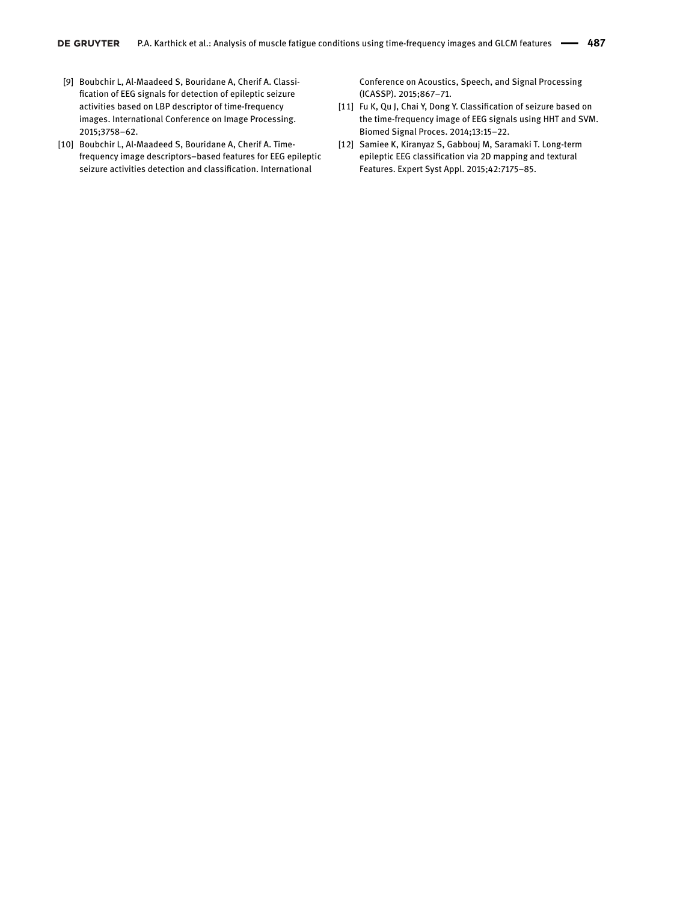[9] Boubchir L, Al-Maadeed S, Bouridane A, Cherif A. Classification of EEG signals for detection of epileptic seizure activities based on LBP descriptor of time-frequency images. International Conference on Image Processing. 2015;3758–62.

[10] Boubchir L, Al-Maadeed S, Bouridane A, Cherif A. Time-frequency image descriptors–based features for EEG epileptic seizure activities detection and classification. International Conference on Acoustics, Speech, and Signal Processing (ICASSP). 2015;867–71.

[11] Fu K, Qu J, Chai Y, Dong Y. Classification of seizure based on the time-frequency image of EEG signals using HHT and SVM. Biomed Signal Proces. 2014;13:15–22.

[12] Samiee K, Kiranyaz S, Gabbouj M, Saramaki T. Long-term epileptic EEG classification via 2D mapping and textural Features. Expert Syst Appl. 2015;42:7175–85.